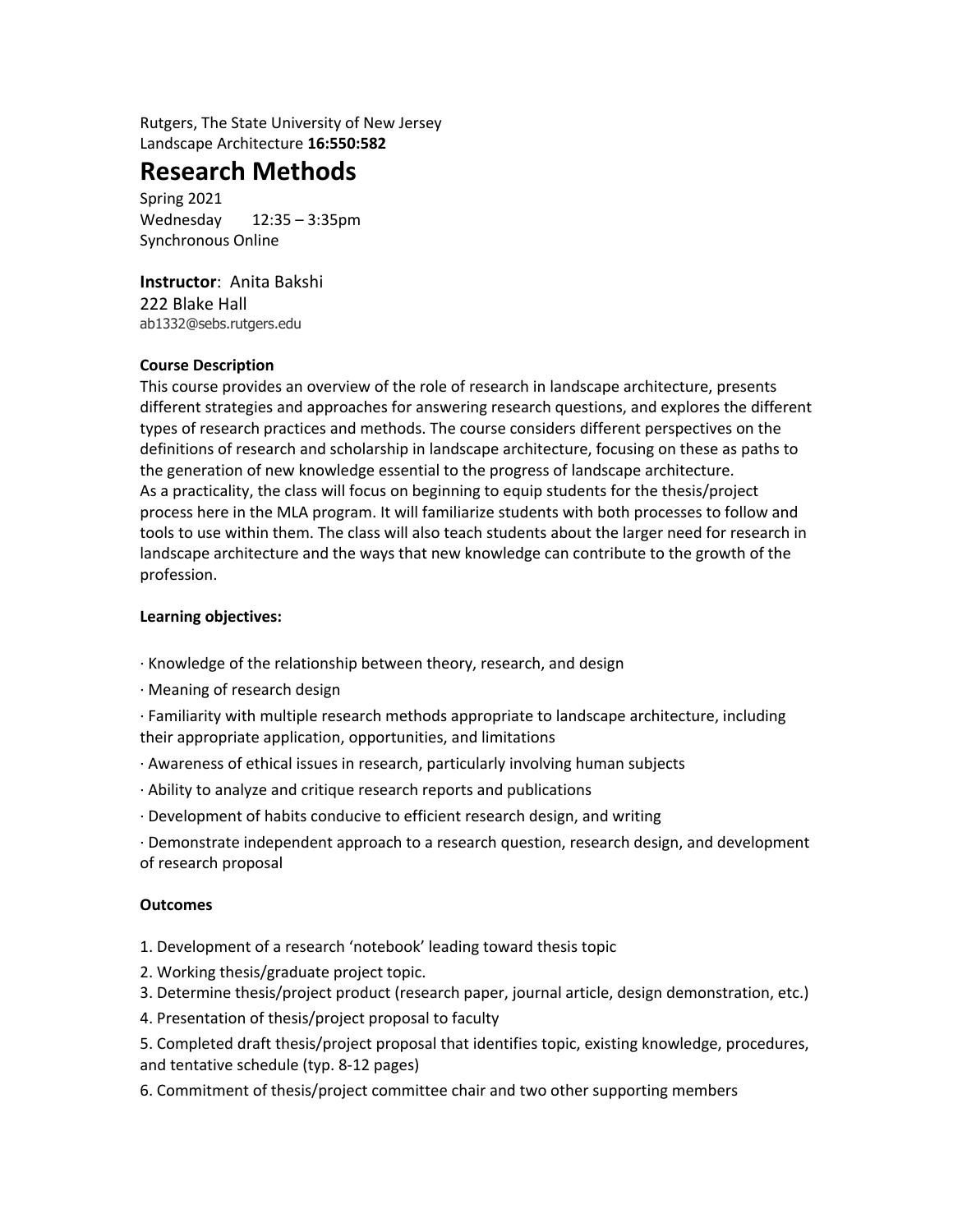Rutgers, The State University of New Jersey
Landscape Architecture **16:550:582**

# Research Methods

Spring 2021
Wednesday 12:35 – 3:35pm
Synchronous Online

**Instructor**: Anita Bakshi
222 Blake Hall
ab1332@sebs.rutgers.edu

**Course Description**

This course provides an overview of the role of research in landscape architecture, presents different strategies and approaches for answering research questions, and explores the different types of research practices and methods. The course considers different perspectives on the definitions of research and scholarship in landscape architecture, focusing on these as paths to the generation of new knowledge essential to the progress of landscape architecture.
As a practicality, the class will focus on beginning to equip students for the thesis/project process here in the MLA program. It will familiarize students with both processes to follow and tools to use within them. The class will also teach students about the larger need for research in landscape architecture and the ways that new knowledge can contribute to the growth of the profession.

**Learning objectives:**

- Knowledge of the relationship between theory, research, and design
- Meaning of research design
- Familiarity with multiple research methods appropriate to landscape architecture, including their appropriate application, opportunities, and limitations
- Awareness of ethical issues in research, particularly involving human subjects
- Ability to analyze and critique research reports and publications
- Development of habits conducive to efficient research design, and writing
- Demonstrate independent approach to a research question, research design, and development of research proposal

**Outcomes**

1. Development of a research 'notebook' leading toward thesis topic
2. Working thesis/graduate project topic.
3. Determine thesis/project product (research paper, journal article, design demonstration, etc.)
4. Presentation of thesis/project proposal to faculty
5. Completed draft thesis/project proposal that identifies topic, existing knowledge, procedures, and tentative schedule (typ. 8-12 pages)
6. Commitment of thesis/project committee chair and two other supporting members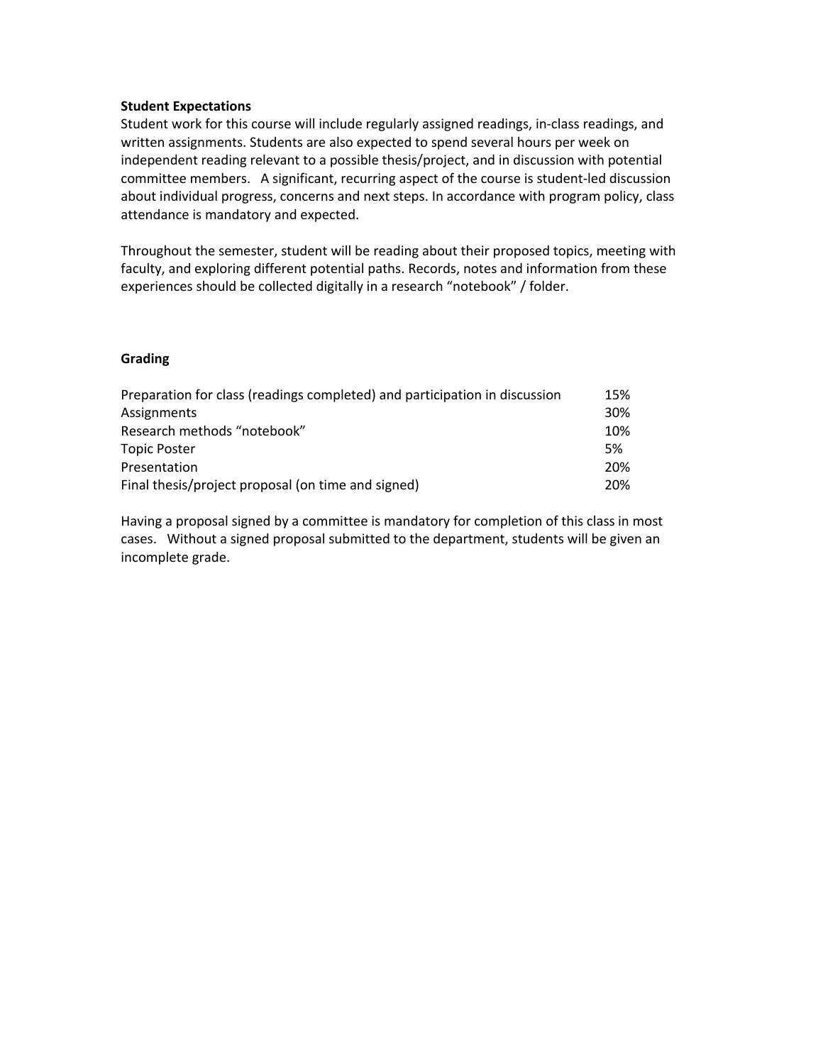**Student Expectations**

Student work for this course will include regularly assigned readings, in-class readings, and written assignments. Students are also expected to spend several hours per week on independent reading relevant to a possible thesis/project, and in discussion with potential committee members. A significant, recurring aspect of the course is student-led discussion about individual progress, concerns and next steps. In accordance with program policy, class attendance is mandatory and expected.

Throughout the semester, student will be reading about their proposed topics, meeting with faculty, and exploring different potential paths. Records, notes and information from these experiences should be collected digitally in a research "notebook" / folder.

**Grading**

| | |
|---|---|
| Preparation for class (readings completed) and participation in discussion | 15% |
| Assignments | 30% |
| Research methods "notebook" | 10% |
| Topic Poster | 5% |
| Presentation | 20% |
| Final thesis/project proposal (on time and signed) | 20% |

Having a proposal signed by a committee is mandatory for completion of this class in most cases. Without a signed proposal submitted to the department, students will be given an incomplete grade.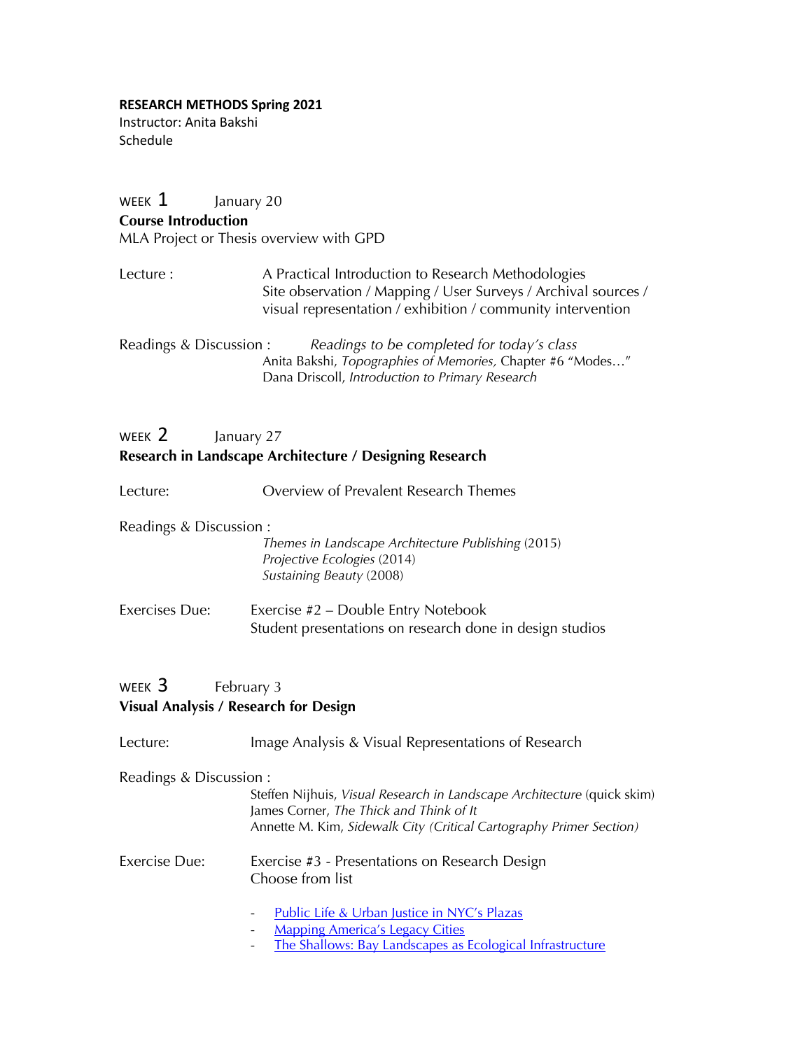**RESEARCH METHODS Spring 2021**
Instructor: Anita Bakshi
Schedule

## WEEK 1 January 20

**Course Introduction**
MLA Project or Thesis overview with GPD

Lecture : A Practical Introduction to Research Methodologies
Site observation / Mapping / User Surveys / Archival sources / visual representation / exhibition / community intervention

Readings & Discussion : *Readings to be completed for today's class*
Anita Bakshi, *Topographies of Memories,* Chapter #6 "Modes…"
Dana Driscoll, *Introduction to Primary Research*

## WEEK 2 January 27

**Research in Landscape Architecture / Designing Research**

Lecture: Overview of Prevalent Research Themes

Readings & Discussion :
*Themes in Landscape Architecture Publishing* (2015)
*Projective Ecologies* (2014)
*Sustaining Beauty* (2008)

Exercises Due: Exercise #2 – Double Entry Notebook
Student presentations on research done in design studios

## WEEK 3 February 3

**Visual Analysis / Research for Design**

Lecture: Image Analysis & Visual Representations of Research

Readings & Discussion :
Steffen Nijhuis, *Visual Research in Landscape Architecture* (quick skim)
James Corner, *The Thick and Think of It*
Annette M. Kim, *Sidewalk City (Critical Cartography Primer Section)*

Exercise Due: Exercise #3 - Presentations on Research Design
Choose from list

- Public Life & Urban Justice in NYC's Plazas
- Mapping America's Legacy Cities
- The Shallows: Bay Landscapes as Ecological Infrastructure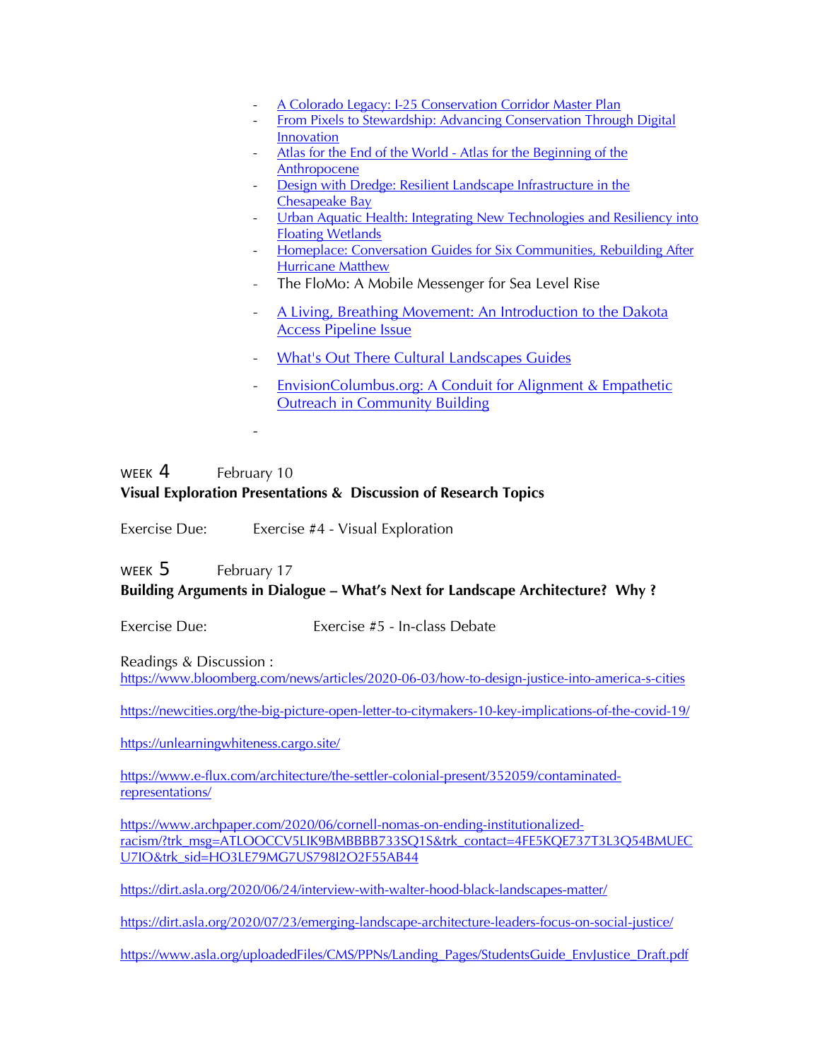- A Colorado Legacy: I-25 Conservation Corridor Master Plan
- From Pixels to Stewardship: Advancing Conservation Through Digital Innovation
- Atlas for the End of the World - Atlas for the Beginning of the Anthropocene
- Design with Dredge: Resilient Landscape Infrastructure in the Chesapeake Bay
- Urban Aquatic Health: Integrating New Technologies and Resiliency into Floating Wetlands
- Homeplace: Conversation Guides for Six Communities, Rebuilding After Hurricane Matthew
- The FloMo: A Mobile Messenger for Sea Level Rise
- A Living, Breathing Movement: An Introduction to the Dakota Access Pipeline Issue
- What's Out There Cultural Landscapes Guides
- EnvisionColumbus.org: A Conduit for Alignment & Empathetic Outreach in Community Building
-

WEEK 4 February 10

**Visual Exploration Presentations & Discussion of Research Topics**

Exercise Due: Exercise #4 - Visual Exploration

WEEK 5 February 17

**Building Arguments in Dialogue – What's Next for Landscape Architecture? Why ?**

Exercise Due: Exercise #5 - In-class Debate

Readings & Discussion :

https://www.bloomberg.com/news/articles/2020-06-03/how-to-design-justice-into-america-s-cities

https://newcities.org/the-big-picture-open-letter-to-citymakers-10-key-implications-of-the-covid-19/

https://unlearningwhiteness.cargo.site/

https://www.e-flux.com/architecture/the-settler-colonial-present/352059/contaminated-representations/

https://www.archpaper.com/2020/06/cornell-nomas-on-ending-institutionalized-racism/?trk_msg=ATLOOCCV5LIK9BMBBBB733SQ1S&trk_contact=4FE5KQE737T3L3Q54BMUECU7IO&trk_sid=HO3LE79MG7US798I2O2F55AB44

https://dirt.asla.org/2020/06/24/interview-with-walter-hood-black-landscapes-matter/

https://dirt.asla.org/2020/07/23/emerging-landscape-architecture-leaders-focus-on-social-justice/

https://www.asla.org/uploadedFiles/CMS/PPNs/Landing_Pages/StudentsGuide_EnvJustice_Draft.pdf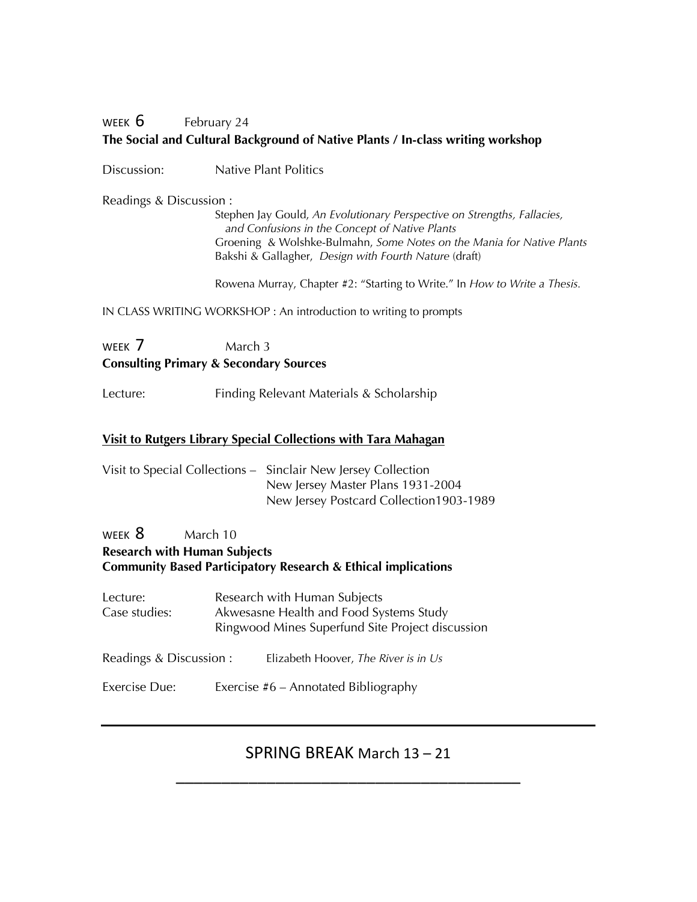## WEEK 6 February 24

**The Social and Cultural Background of Native Plants / In-class writing workshop**

Discussion: Native Plant Politics

Readings & Discussion :

Stephen Jay Gould, *An Evolutionary Perspective on Strengths, Fallacies, and Confusions in the Concept of Native Plants*
Groening & Wolshke-Bulmahn, *Some Notes on the Mania for Native Plants*
Bakshi & Gallagher, *Design with Fourth Nature* (draft)

Rowena Murray, Chapter #2: "Starting to Write." In *How to Write a Thesis.*

IN CLASS WRITING WORKSHOP : An introduction to writing to prompts

## WEEK 7 March 3

**Consulting Primary & Secondary Sources**

Lecture: Finding Relevant Materials & Scholarship

**Visit to Rutgers Library Special Collections with Tara Mahagan**

Visit to Special Collections – Sinclair New Jersey Collection
New Jersey Master Plans 1931-2004
New Jersey Postcard Collection1903-1989

## WEEK 8 March 10

**Research with Human Subjects**
**Community Based Participatory Research & Ethical implications**

Lecture: Research with Human Subjects
Case studies: Akwesasne Health and Food Systems Study
Ringwood Mines Superfund Site Project discussion

Readings & Discussion : Elizabeth Hoover, *The River is in Us*

Exercise Due: Exercise #6 – Annotated Bibliography

---

## SPRING BREAK March 13 – 21

---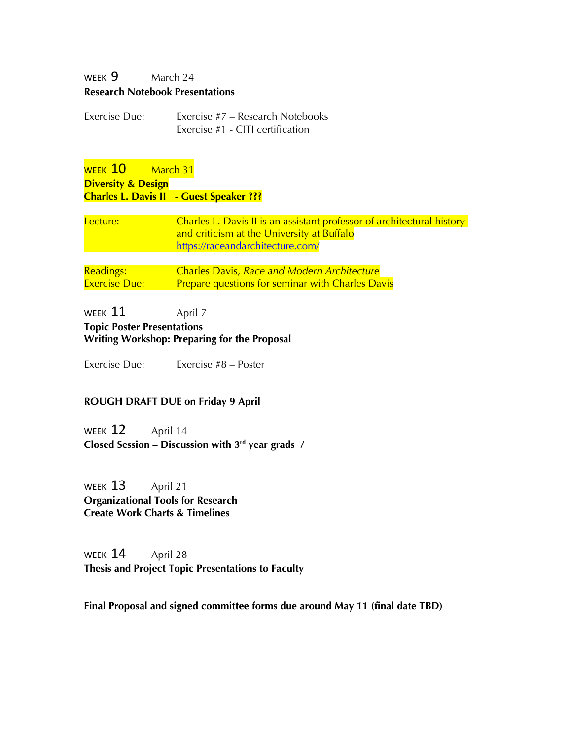WEEK 9 March 24
**Research Notebook Presentations**

Exercise Due: Exercise #7 – Research Notebooks
Exercise #1 - CITI certification

WEEK 10 March 31
**Diversity & Design**
**Charles L. Davis II - Guest Speaker ???**

Lecture: Charles L. Davis II is an assistant professor of architectural history and criticism at the University at Buffalo
https://raceandarchitecture.com/

Readings: Charles Davis, *Race and Modern Architecture*
Exercise Due: Prepare questions for seminar with Charles Davis

WEEK 11 April 7
**Topic Poster Presentations**
**Writing Workshop: Preparing for the Proposal**

Exercise Due: Exercise #8 – Poster

**ROUGH DRAFT DUE on Friday 9 April**

WEEK 12 April 14
**Closed Session – Discussion with 3rd year grads /**

WEEK 13 April 21
**Organizational Tools for Research**
**Create Work Charts & Timelines**

WEEK 14 April 28
**Thesis and Project Topic Presentations to Faculty**

**Final Proposal and signed committee forms due around May 11 (final date TBD)**